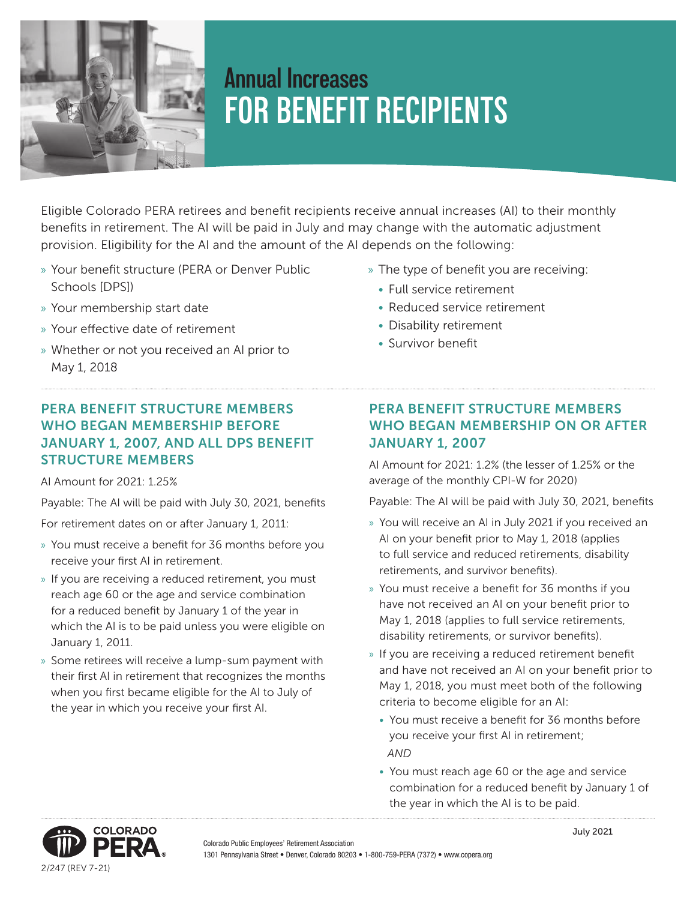# Annual Increases FOR BENEFIT RECIPIENTS

Eligible Colorado PERA retirees and benefit recipients receive annual increases (AI) to their monthly benefits in retirement. The AI will be paid in July and may change with the automatic adjustment provision. Eligibility for the AI and the amount of the AI depends on the following:

- Your benefit structure (PERA or Denver Public Schools [DPS])
- Your membership start date
- Your effective date of retirement
- Whether or not you received an AI prior to May 1, 2018
- The type of benefit you are receiving:
  - Full service retirement
  - Reduced service retirement
  - Disability retirement
  - Survivor benefit

## PERA BENEFIT STRUCTURE MEMBERS WHO BEGAN MEMBERSHIP BEFORE JANUARY 1, 2007, AND ALL DPS BENEFIT STRUCTURE MEMBERS

AI Amount for 2021: 1.25%

Payable: The AI will be paid with July 30, 2021, benefits

For retirement dates on or after January 1, 2011:

- You must receive a benefit for 36 months before you receive your first AI in retirement.
- If you are receiving a reduced retirement, you must reach age 60 or the age and service combination for a reduced benefit by January 1 of the year in which the AI is to be paid unless you were eligible on January 1, 2011.
- Some retirees will receive a lump-sum payment with their first AI in retirement that recognizes the months when you first became eligible for the AI to July of the year in which you receive your first AI.

## PERA BENEFIT STRUCTURE MEMBERS WHO BEGAN MEMBERSHIP ON OR AFTER JANUARY 1, 2007

AI Amount for 2021: 1.2% (the lesser of 1.25% or the average of the monthly CPI-W for 2020)

Payable: The AI will be paid with July 30, 2021, benefits

- You will receive an AI in July 2021 if you received an AI on your benefit prior to May 1, 2018 (applies to full service and reduced retirements, disability retirements, and survivor benefits).
- You must receive a benefit for 36 months if you have not received an AI on your benefit prior to May 1, 2018 (applies to full service retirements, disability retirements, or survivor benefits).
- If you are receiving a reduced retirement benefit and have not received an AI on your benefit prior to May 1, 2018, you must meet both of the following criteria to become eligible for an AI:
  - You must receive a benefit for 36 months before you receive your first AI in retirement;
    *AND*
  - You must reach age 60 or the age and service combination for a reduced benefit by January 1 of the year in which the AI is to be paid.

COLORADO PERA

Colorado Public Employees' Retirement Association
1301 Pennsylvania Street • Denver, Colorado 80203 • 1-800-759-PERA (7372) • www.copera.org

July 2021

2/247 (REV 7-21)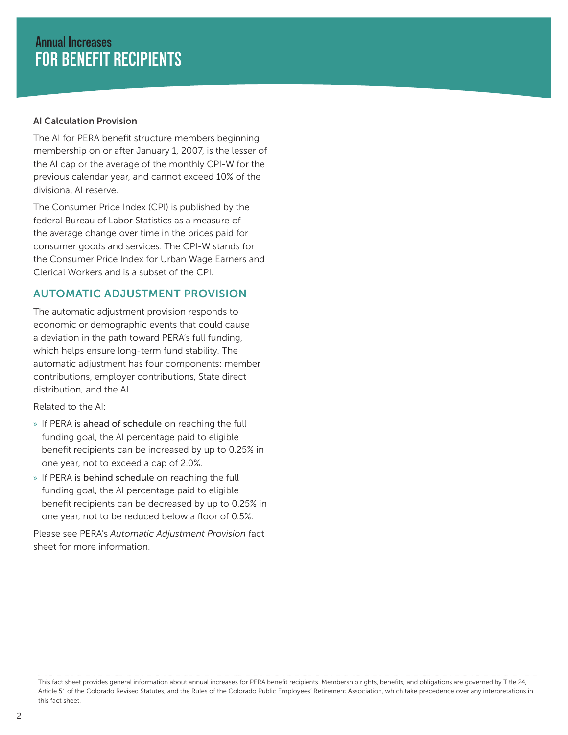# Annual Increases FOR BENEFIT RECIPIENTS

### AI Calculation Provision

The AI for PERA benefit structure members beginning membership on or after January 1, 2007, is the lesser of the AI cap or the average of the monthly CPI-W for the previous calendar year, and cannot exceed 10% of the divisional AI reserve.

The Consumer Price Index (CPI) is published by the federal Bureau of Labor Statistics as a measure of the average change over time in the prices paid for consumer goods and services. The CPI-W stands for the Consumer Price Index for Urban Wage Earners and Clerical Workers and is a subset of the CPI.

## AUTOMATIC ADJUSTMENT PROVISION

The automatic adjustment provision responds to economic or demographic events that could cause a deviation in the path toward PERA's full funding, which helps ensure long-term fund stability. The automatic adjustment has four components: member contributions, employer contributions, State direct distribution, and the AI.

Related to the AI:

- If PERA is **ahead of schedule** on reaching the full funding goal, the AI percentage paid to eligible benefit recipients can be increased by up to 0.25% in one year, not to exceed a cap of 2.0%.
- If PERA is **behind schedule** on reaching the full funding goal, the AI percentage paid to eligible benefit recipients can be decreased by up to 0.25% in one year, not to be reduced below a floor of 0.5%.

Please see PERA's *Automatic Adjustment Provision* fact sheet for more information.

This fact sheet provides general information about annual increases for PERA benefit recipients. Membership rights, benefits, and obligations are governed by Title 24, Article 51 of the Colorado Revised Statutes, and the Rules of the Colorado Public Employees' Retirement Association, which take precedence over any interpretations in this fact sheet.